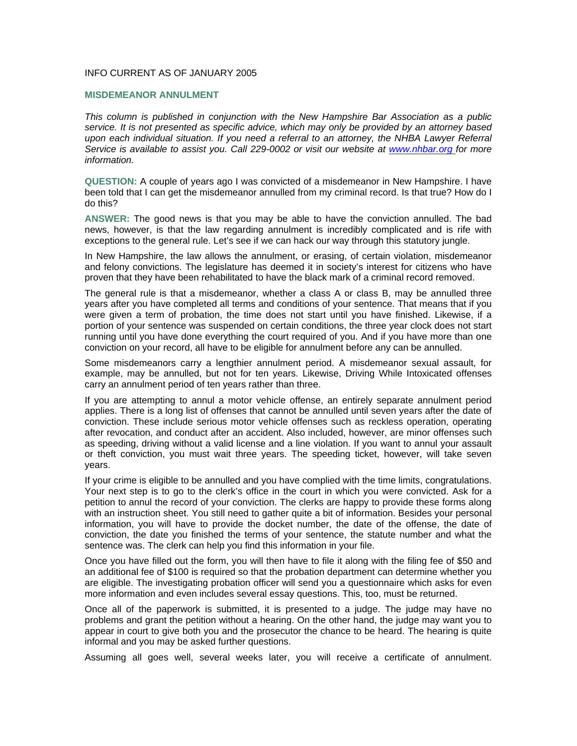INFO CURRENT AS OF JANUARY 2005

## MISDEMEANOR ANNULMENT

*This column is published in conjunction with the New Hampshire Bar Association as a public service. It is not presented as specific advice, which may only be provided by an attorney based upon each individual situation. If you need a referral to an attorney, the NHBA Lawyer Referral Service is available to assist you. Call 229-0002 or visit our website at [www.nhbar.org](http://www.nhbar.org) for more information.*

**QUESTION:** A couple of years ago I was convicted of a misdemeanor in New Hampshire. I have been told that I can get the misdemeanor annulled from my criminal record. Is that true? How do I do this?

**ANSWER:** The good news is that you may be able to have the conviction annulled. The bad news, however, is that the law regarding annulment is incredibly complicated and is rife with exceptions to the general rule. Let's see if we can hack our way through this statutory jungle.

In New Hampshire, the law allows the annulment, or erasing, of certain violation, misdemeanor and felony convictions. The legislature has deemed it in society's interest for citizens who have proven that they have been rehabilitated to have the black mark of a criminal record removed.

The general rule is that a misdemeanor, whether a class A or class B, may be annulled three years after you have completed all terms and conditions of your sentence. That means that if you were given a term of probation, the time does not start until you have finished. Likewise, if a portion of your sentence was suspended on certain conditions, the three year clock does not start running until you have done everything the court required of you. And if you have more than one conviction on your record, all have to be eligible for annulment before any can be annulled.

Some misdemeanors carry a lengthier annulment period. A misdemeanor sexual assault, for example, may be annulled, but not for ten years. Likewise, Driving While Intoxicated offenses carry an annulment period of ten years rather than three.

If you are attempting to annul a motor vehicle offense, an entirely separate annulment period applies. There is a long list of offenses that cannot be annulled until seven years after the date of conviction. These include serious motor vehicle offenses such as reckless operation, operating after revocation, and conduct after an accident. Also included, however, are minor offenses such as speeding, driving without a valid license and a line violation. If you want to annul your assault or theft conviction, you must wait three years. The speeding ticket, however, will take seven years.

If your crime is eligible to be annulled and you have complied with the time limits, congratulations. Your next step is to go to the clerk's office in the court in which you were convicted. Ask for a petition to annul the record of your conviction. The clerks are happy to provide these forms along with an instruction sheet. You still need to gather quite a bit of information. Besides your personal information, you will have to provide the docket number, the date of the offense, the date of conviction, the date you finished the terms of your sentence, the statute number and what the sentence was. The clerk can help you find this information in your file.

Once you have filled out the form, you will then have to file it along with the filing fee of $50 and an additional fee of $100 is required so that the probation department can determine whether you are eligible. The investigating probation officer will send you a questionnaire which asks for even more information and even includes several essay questions. This, too, must be returned.

Once all of the paperwork is submitted, it is presented to a judge. The judge may have no problems and grant the petition without a hearing. On the other hand, the judge may want you to appear in court to give both you and the prosecutor the chance to be heard. The hearing is quite informal and you may be asked further questions.

Assuming all goes well, several weeks later, you will receive a certificate of annulment.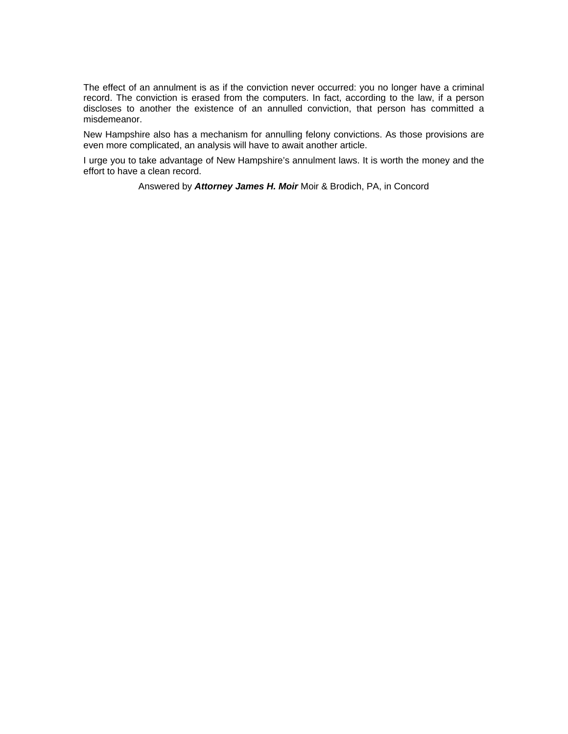The effect of an annulment is as if the conviction never occurred: you no longer have a criminal record. The conviction is erased from the computers. In fact, according to the law, if a person discloses to another the existence of an annulled conviction, that person has committed a misdemeanor.

New Hampshire also has a mechanism for annulling felony convictions. As those provisions are even more complicated, an analysis will have to await another article.

I urge you to take advantage of New Hampshire's annulment laws. It is worth the money and the effort to have a clean record.

Answered by ***Attorney James H. Moir*** Moir & Brodich, PA, in Concord